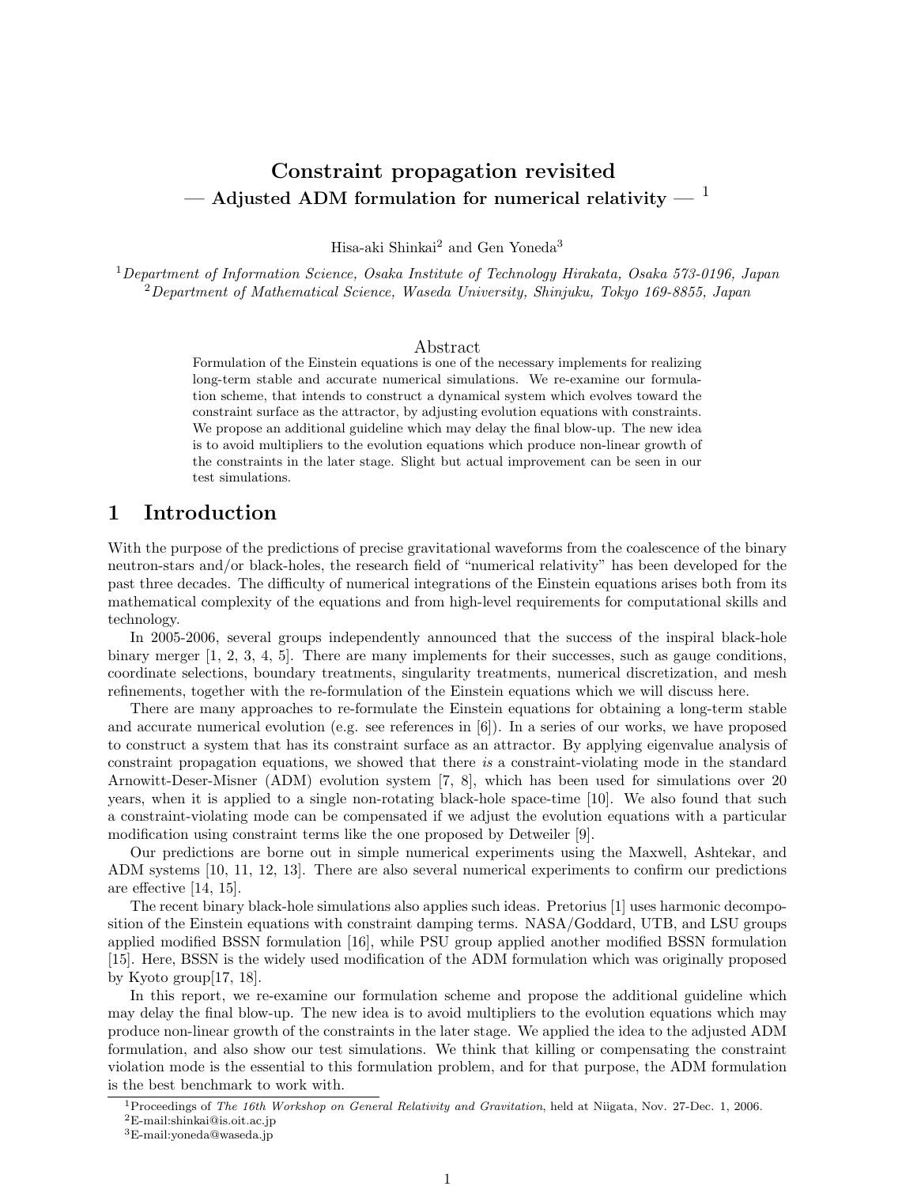# Constraint propagation revisited

## — Adjusted ADM formulation for numerical relativity — [1]

Hisa-aki Shinkai[2] and Gen Yoneda[3]

[1]*Department of Information Science, Osaka Institute of Technology Hirakata, Osaka 573-0196, Japan*
[2]*Department of Mathematical Science, Waseda University, Shinjuku, Tokyo 169-8855, Japan*

### Abstract

Formulation of the Einstein equations is one of the necessary implements for realizing long-term stable and accurate numerical simulations. We re-examine our formulation scheme, that intends to construct a dynamical system which evolves toward the constraint surface as the attractor, by adjusting evolution equations with constraints. We propose an additional guideline which may delay the final blow-up. The new idea is to avoid multipliers to the evolution equations which produce non-linear growth of the constraints in the later stage. Slight but actual improvement can be seen in our test simulations.

## 1 Introduction

With the purpose of the predictions of precise gravitational waveforms from the coalescence of the binary neutron-stars and/or black-holes, the research field of "numerical relativity" has been developed for the past three decades. The difficulty of numerical integrations of the Einstein equations arises both from its mathematical complexity of the equations and from high-level requirements for computational skills and technology.

In 2005-2006, several groups independently announced that the success of the inspiral black-hole binary merger [1, 2, 3, 4, 5]. There are many implements for their successes, such as gauge conditions, coordinate selections, boundary treatments, singularity treatments, numerical discretization, and mesh refinements, together with the re-formulation of the Einstein equations which we will discuss here.

There are many approaches to re-formulate the Einstein equations for obtaining a long-term stable and accurate numerical evolution (e.g. see references in [6]). In a series of our works, we have proposed to construct a system that has its constraint surface as an attractor. By applying eigenvalue analysis of constraint propagation equations, we showed that there *is* a constraint-violating mode in the standard Arnowitt-Deser-Misner (ADM) evolution system [7, 8], which has been used for simulations over 20 years, when it is applied to a single non-rotating black-hole space-time [10]. We also found that such a constraint-violating mode can be compensated if we adjust the evolution equations with a particular modification using constraint terms like the one proposed by Detweiler [9].

Our predictions are borne out in simple numerical experiments using the Maxwell, Ashtekar, and ADM systems [10, 11, 12, 13]. There are also several numerical experiments to confirm our predictions are effective [14, 15].

The recent binary black-hole simulations also applies such ideas. Pretorius [1] uses harmonic decomposition of the Einstein equations with constraint damping terms. NASA/Goddard, UTB, and LSU groups applied modified BSSN formulation [16], while PSU group applied another modified BSSN formulation [15]. Here, BSSN is the widely used modification of the ADM formulation which was originally proposed by Kyoto group[17, 18].

In this report, we re-examine our formulation scheme and propose the additional guideline which may delay the final blow-up. The new idea is to avoid multipliers to the evolution equations which may produce non-linear growth of the constraints in the later stage. We applied the idea to the adjusted ADM formulation, and also show our test simulations. We think that killing or compensating the constraint violation mode is the essential to this formulation problem, and for that purpose, the ADM formulation is the best benchmark to work with.

[1]Proceedings of *The 16th Workshop on General Relativity and Gravitation*, held at Niigata, Nov. 27-Dec. 1, 2006.
[2]E-mail:shinkai@is.oit.ac.jp
[3]E-mail:yoneda@waseda.jp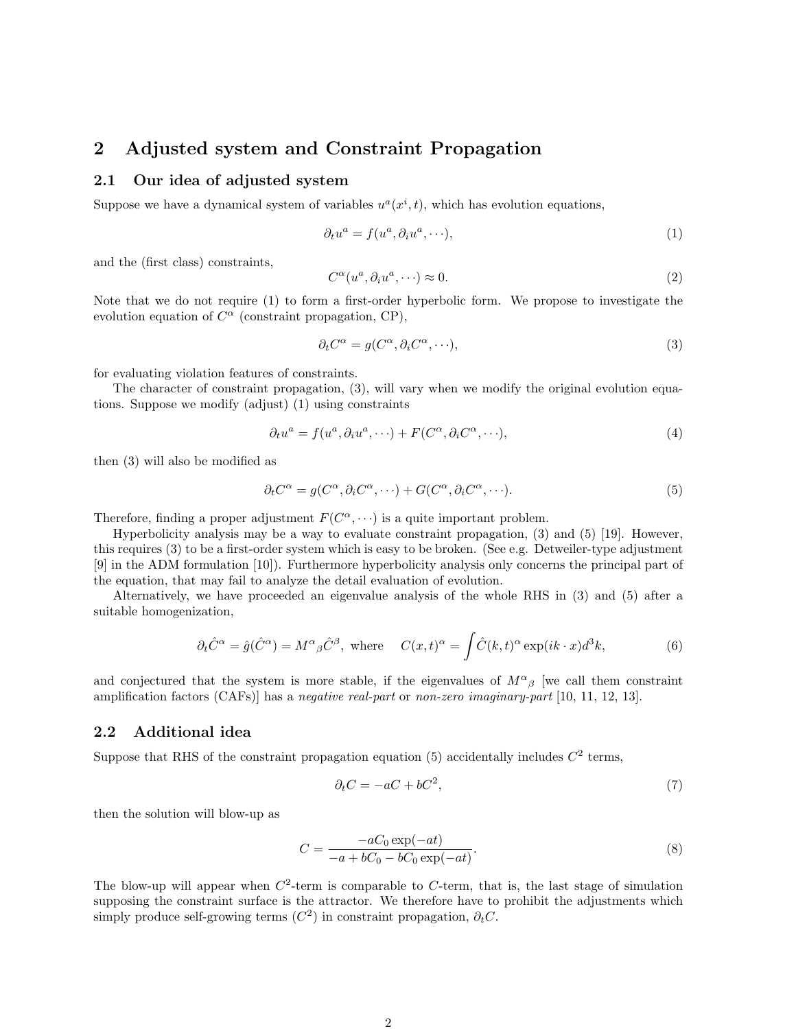## 2 Adjusted system and Constraint Propagation

### 2.1 Our idea of adjusted system

Suppose we have a dynamical system of variables $u^a(x^i, t)$, which has evolution equations,

$$\partial_t u^a = f(u^a, \partial_i u^a, \cdots), \tag{1}$$

and the (first class) constraints,

$$C^\alpha(u^a, \partial_i u^a, \cdots) \approx 0. \tag{2}$$

Note that we do not require (1) to form a first-order hyperbolic form. We propose to investigate the evolution equation of $C^\alpha$ (constraint propagation, CP),

$$\partial_t C^\alpha = g(C^\alpha, \partial_i C^\alpha, \cdots), \tag{3}$$

for evaluating violation features of constraints.

The character of constraint propagation, (3), will vary when we modify the original evolution equations. Suppose we modify (adjust) (1) using constraints

$$\partial_t u^a = f(u^a, \partial_i u^a, \cdots) + F(C^\alpha, \partial_i C^\alpha, \cdots), \tag{4}$$

then (3) will also be modified as

$$\partial_t C^\alpha = g(C^\alpha, \partial_i C^\alpha, \cdots) + G(C^\alpha, \partial_i C^\alpha, \cdots). \tag{5}$$

Therefore, finding a proper adjustment $F(C^\alpha, \cdots)$ is a quite important problem.

Hyperbolicity analysis may be a way to evaluate constraint propagation, (3) and (5) [19]. However, this requires (3) to be a first-order system which is easy to be broken. (See e.g. Detweiler-type adjustment [9] in the ADM formulation [10]). Furthermore hyperbolicity analysis only concerns the principal part of the equation, that may fail to analyze the detail evaluation of evolution.

Alternatively, we have proceeded an eigenvalue analysis of the whole RHS in (3) and (5) after a suitable homogenization,

$$\partial_t \hat{C}^\alpha = \hat{g}(\hat{C}^\alpha) = M^\alpha{}_\beta \hat{C}^\beta, \text{ where } \quad C(x,t)^\alpha = \int \hat{C}(k,t)^\alpha \exp(ik \cdot x) d^3k, \tag{6}$$

and conjectured that the system is more stable, if the eigenvalues of $M^\alpha{}_\beta$ [we call them constraint amplification factors (CAFs)] has a *negative real-part* or *non-zero imaginary-part* [10, 11, 12, 13].

### 2.2 Additional idea

Suppose that RHS of the constraint propagation equation (5) accidentally includes $C^2$ terms,

$$\partial_t C = -aC + bC^2, \tag{7}$$

then the solution will blow-up as

$$C = \frac{-aC_0 \exp(-at)}{-a + bC_0 - bC_0 \exp(-at)}. \tag{8}$$

The blow-up will appear when $C^2$-term is comparable to $C$-term, that is, the last stage of simulation supposing the constraint surface is the attractor. We therefore have to prohibit the adjustments which simply produce self-growing terms ($C^2$) in constraint propagation, $\partial_t C$.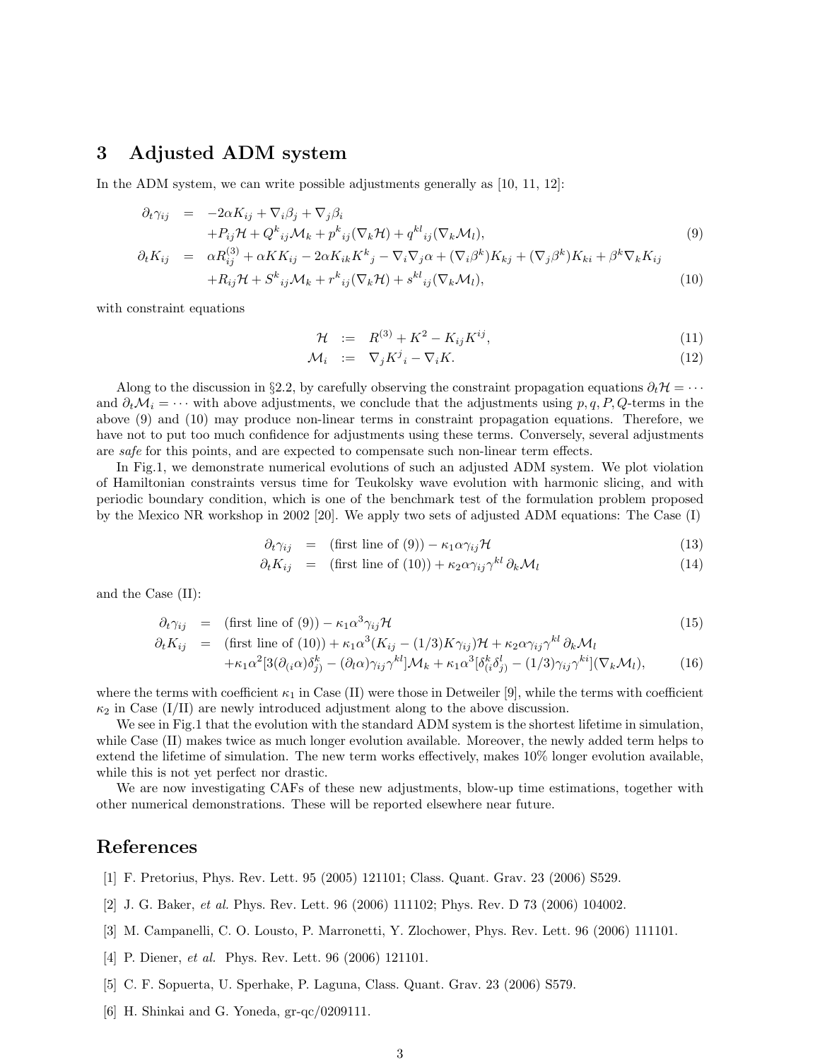## 3 Adjusted ADM system

In the ADM system, we can write possible adjustments generally as [10, 11, 12]:

$$
\begin{aligned}
\partial_t \gamma_{ij} &= -2\alpha K_{ij} + \nabla_i \beta_j + \nabla_j \beta_i \\
&\quad + P_{ij}\mathcal{H} + Q^k{}_{ij}\mathcal{M}_k + p^k{}_{ij}(\nabla_k \mathcal{H}) + q^{kl}{}_{ij}(\nabla_k \mathcal{M}_l), \qquad (9)\\
\partial_t K_{ij} &= \alpha R^{(3)}_{ij} + \alpha K K_{ij} - 2\alpha K_{ik}K^k{}_j - \nabla_i \nabla_j \alpha + (\nabla_i \beta^k)K_{kj} + (\nabla_j \beta^k)K_{ki} + \beta^k \nabla_k K_{ij} \\
&\quad + R_{ij}\mathcal{H} + S^k{}_{ij}\mathcal{M}_k + r^k{}_{ij}(\nabla_k \mathcal{H}) + s^{kl}{}_{ij}(\nabla_k \mathcal{M}_l), \qquad (10)
\end{aligned}
$$

with constraint equations

$$
\begin{aligned}
\mathcal{H} &:= R^{(3)} + K^2 - K_{ij}K^{ij}, \qquad (11)\\
\mathcal{M}_i &:= \nabla_j K^j{}_i - \nabla_i K. \qquad (12)
\end{aligned}
$$

Along to the discussion in §2.2, by carefully observing the constraint propagation equations $\partial_t \mathcal{H} = \cdots$ and $\partial_t \mathcal{M}_i = \cdots$ with above adjustments, we conclude that the adjustments using $p, q, P, Q$-terms in the above (9) and (10) may produce non-linear terms in constraint propagation equations. Therefore, we have not to put too much confidence for adjustments using these terms. Conversely, several adjustments are *safe* for this points, and are expected to compensate such non-linear term effects.

In Fig.1, we demonstrate numerical evolutions of such an adjusted ADM system. We plot violation of Hamiltonian constraints versus time for Teukolsky wave evolution with harmonic slicing, and with periodic boundary condition, which is one of the benchmark test of the formulation problem proposed by the Mexico NR workshop in 2002 [20]. We apply two sets of adjusted ADM equations: The Case (I)

$$
\begin{aligned}
\partial_t \gamma_{ij} &= (\text{first line of (9)}) - \kappa_1 \alpha \gamma_{ij}\mathcal{H} \qquad (13)\\
\partial_t K_{ij} &= (\text{first line of (10)}) + \kappa_2 \alpha \gamma_{ij}\gamma^{kl}\,\partial_k \mathcal{M}_l \qquad (14)
\end{aligned}
$$

and the Case (II):

$$
\begin{aligned}
\partial_t \gamma_{ij} &= (\text{first line of (9)}) - \kappa_1 \alpha^3 \gamma_{ij}\mathcal{H} \qquad (15)\\
\partial_t K_{ij} &= (\text{first line of (10)}) + \kappa_1 \alpha^3 (K_{ij} - (1/3)K\gamma_{ij})\mathcal{H} + \kappa_2 \alpha \gamma_{ij}\gamma^{kl}\,\partial_k \mathcal{M}_l \\
&\quad + \kappa_1 \alpha^2 [3(\partial_{(i}\alpha)\delta^k_{j)} - (\partial_l \alpha)\gamma_{ij}\gamma^{kl}]\mathcal{M}_k + \kappa_1 \alpha^3 [\delta^k_{(i}\delta^l_{j)} - (1/3)\gamma_{ij}\gamma^{ki}](\nabla_k \mathcal{M}_l), \qquad (16)
\end{aligned}
$$

where the terms with coefficient $\kappa_1$ in Case (II) were those in Detweiler [9], while the terms with coefficient $\kappa_2$ in Case (I/II) are newly introduced adjustment along to the above discussion.

We see in Fig.1 that the evolution with the standard ADM system is the shortest lifetime in simulation, while Case (II) makes twice as much longer evolution available. Moreover, the newly added term helps to extend the lifetime of simulation. The new term works effectively, makes 10% longer evolution available, while this is not yet perfect nor drastic.

We are now investigating CAFs of these new adjustments, blow-up time estimations, together with other numerical demonstrations. These will be reported elsewhere near future.

## References

[1] F. Pretorius, Phys. Rev. Lett. 95 (2005) 121101; Class. Quant. Grav. 23 (2006) S529.

[2] J. G. Baker, *et al.* Phys. Rev. Lett. 96 (2006) 111102; Phys. Rev. D 73 (2006) 104002.

[3] M. Campanelli, C. O. Lousto, P. Marronetti, Y. Zlochower, Phys. Rev. Lett. 96 (2006) 111101.

[4] P. Diener, *et al.* Phys. Rev. Lett. 96 (2006) 121101.

[5] C. F. Sopuerta, U. Sperhake, P. Laguna, Class. Quant. Grav. 23 (2006) S579.

[6] H. Shinkai and G. Yoneda, gr-qc/0209111.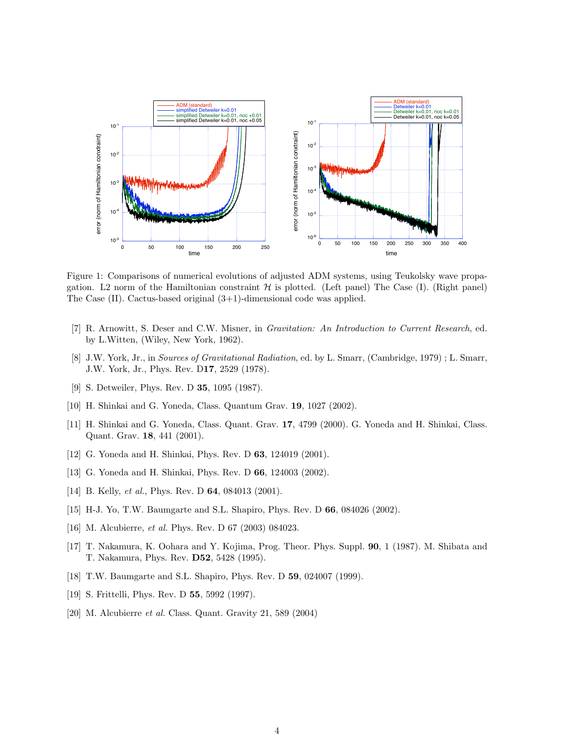ADM (standard)
simplified Detweiler k=0.01
simplified Detweiler k=0.01, noc +0.01
simplified Detweiler k=0.01, noc +0.05

error (norm of Hamiltonian contraint)

10-1
10-2
10-3
10-4
10-5

0 50 100 150 200 250

time

ADM (standard)
Detweiler k=0.01
Detweiler k=0.01, noc k=0.01
Detweiler k=0.01, noc k=0.05

error (norm of Hamiltonian contraint)

10-1
10-2
10-3
10-4
10-5
10-6

0 50 100 150 200 250 300 350 400

time

Figure 1: Comparisons of numerical evolutions of adjusted ADM systems, using Teukolsky wave propagation. L2 norm of the Hamiltonian constraint $\mathcal{H}$ is plotted. (Left panel) The Case (I). (Right panel) The Case (II). Cactus-based original (3+1)-dimensional code was applied.

[7] R. Arnowitt, S. Deser and C.W. Misner, in *Gravitation: An Introduction to Current Research*, ed. by L.Witten, (Wiley, New York, 1962).

[8] J.W. York, Jr., in *Sources of Gravitational Radiation*, ed. by L. Smarr, (Cambridge, 1979) ; L. Smarr, J.W. York, Jr., Phys. Rev. D**17**, 2529 (1978).

[9] S. Detweiler, Phys. Rev. D **35**, 1095 (1987).

[10] H. Shinkai and G. Yoneda, Class. Quantum Grav. **19**, 1027 (2002).

[11] H. Shinkai and G. Yoneda, Class. Quant. Grav. **17**, 4799 (2000). G. Yoneda and H. Shinkai, Class. Quant. Grav. **18**, 441 (2001).

[12] G. Yoneda and H. Shinkai, Phys. Rev. D **63**, 124019 (2001).

[13] G. Yoneda and H. Shinkai, Phys. Rev. D **66**, 124003 (2002).

[14] B. Kelly, *et al.*, Phys. Rev. D **64**, 084013 (2001).

[15] H-J. Yo, T.W. Baumgarte and S.L. Shapiro, Phys. Rev. D **66**, 084026 (2002).

[16] M. Alcubierre, *et al.* Phys. Rev. D 67 (2003) 084023.

[17] T. Nakamura, K. Oohara and Y. Kojima, Prog. Theor. Phys. Suppl. **90**, 1 (1987). M. Shibata and T. Nakamura, Phys. Rev. **D52**, 5428 (1995).

[18] T.W. Baumgarte and S.L. Shapiro, Phys. Rev. D **59**, 024007 (1999).

[19] S. Frittelli, Phys. Rev. D **55**, 5992 (1997).

[20] M. Alcubierre *et al.* Class. Quant. Gravity 21, 589 (2004)